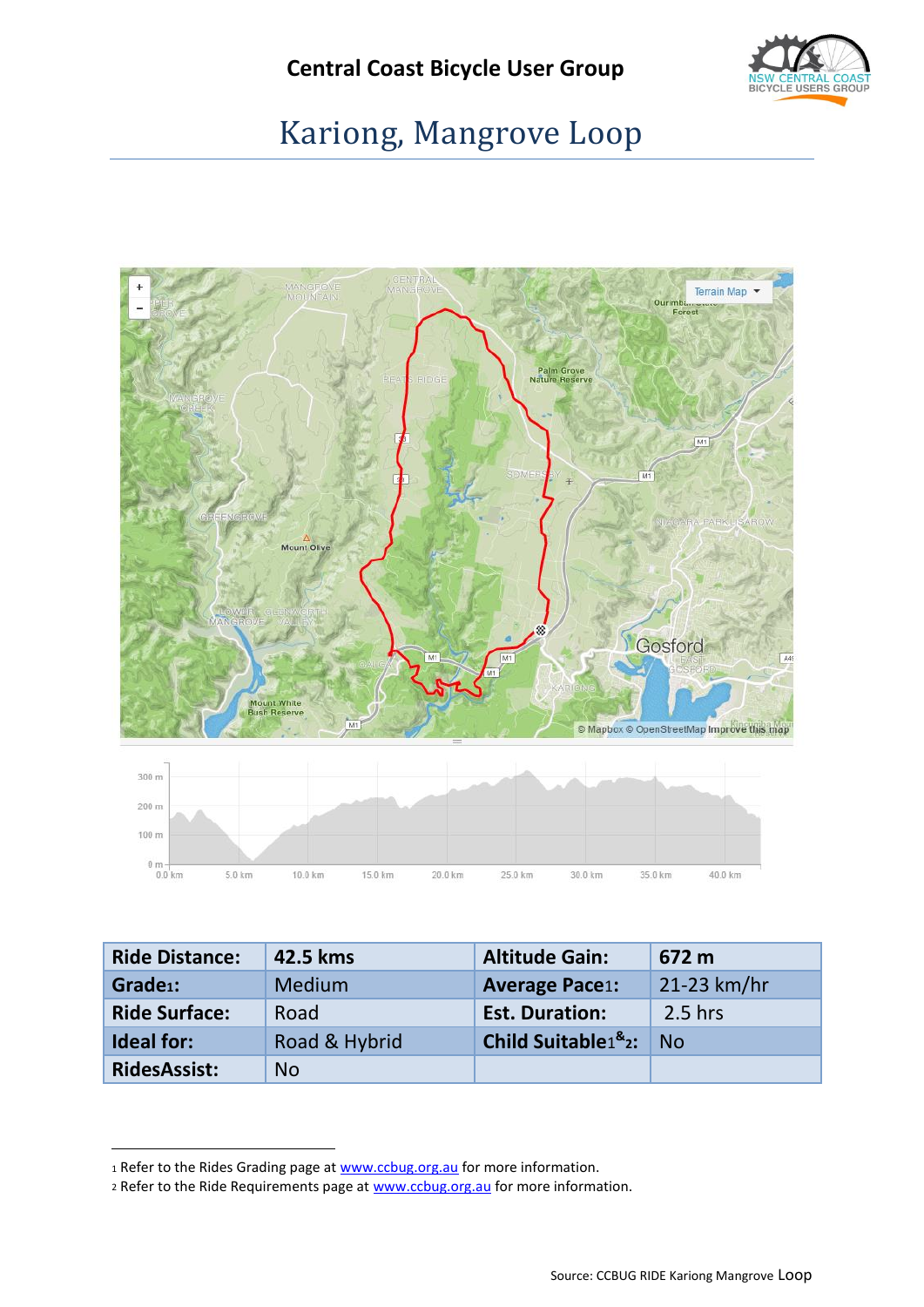Central Coast Bicycle User Group

# Kariong, Mangrove Loop

| Ride Distance: | 42.5 kms | Altitude Gain: | 672 m |
| --- | --- | --- | --- |
| Grade[1]: | Medium | Average Pace[1]: | 21-23 km/hr |
| Ride Surface: | Road | Est. Duration: | 2.5 hrs |
| Ideal for: | Road & Hybrid | Child Suitable[1&2]: | No |
| RidesAssist: | No | | |

[1] Refer to the Rides Grading page at www.ccbug.org.au for more information.
[2] Refer to the Ride Requirements page at www.ccbug.org.au for more information.

Source: CCBUG RIDE Kariong Mangrove Loop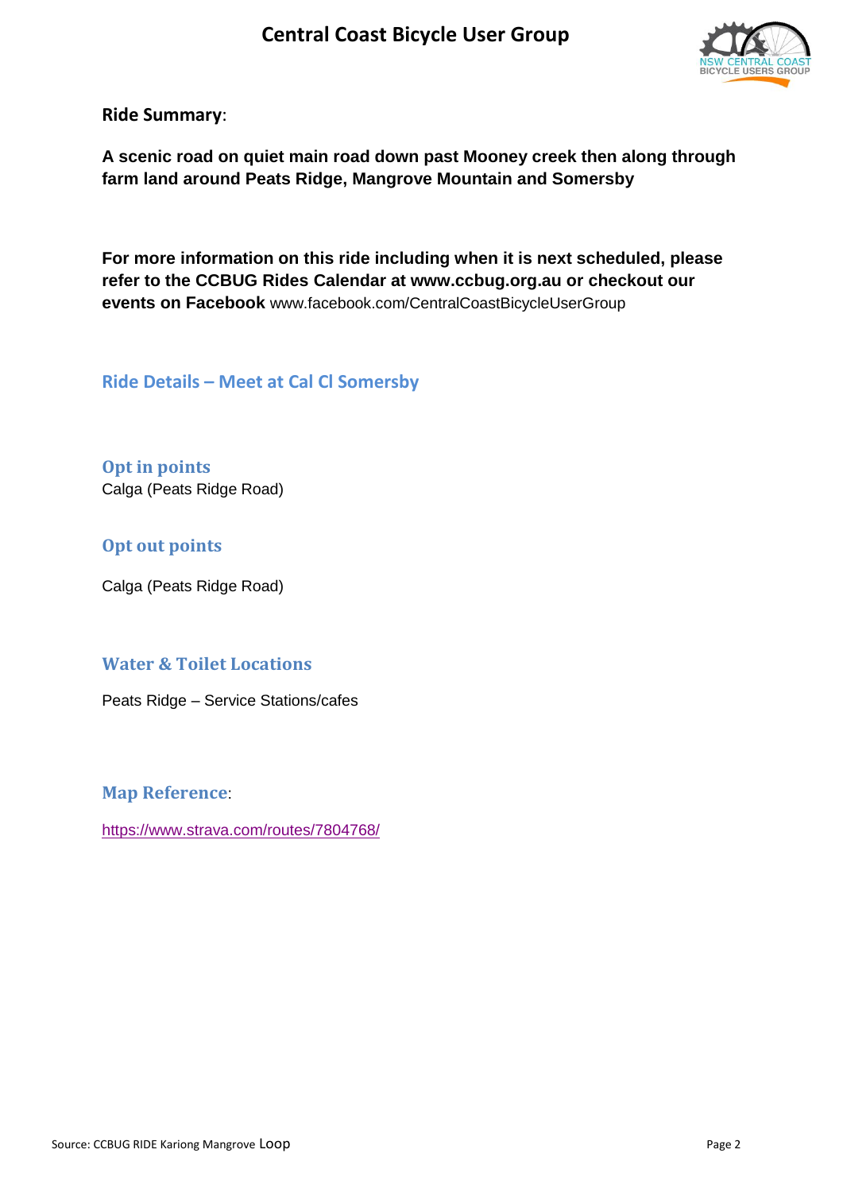**Ride Summary**:

**A scenic road on quiet main road down past Mooney creek then along through farm land around Peats Ridge, Mangrove Mountain and Somersby**

**For more information on this ride including when it is next scheduled, please refer to the CCBUG Rides Calendar at www.ccbug.org.au or checkout our events on Facebook** www.facebook.com/CentralCoastBicycleUserGroup

## Ride Details – Meet at Cal Cl Somersby

### Opt in points

Calga (Peats Ridge Road)

### Opt out points

Calga (Peats Ridge Road)

### Water & Toilet Locations

Peats Ridge – Service Stations/cafes

### Map Reference:

https://www.strava.com/routes/7804768/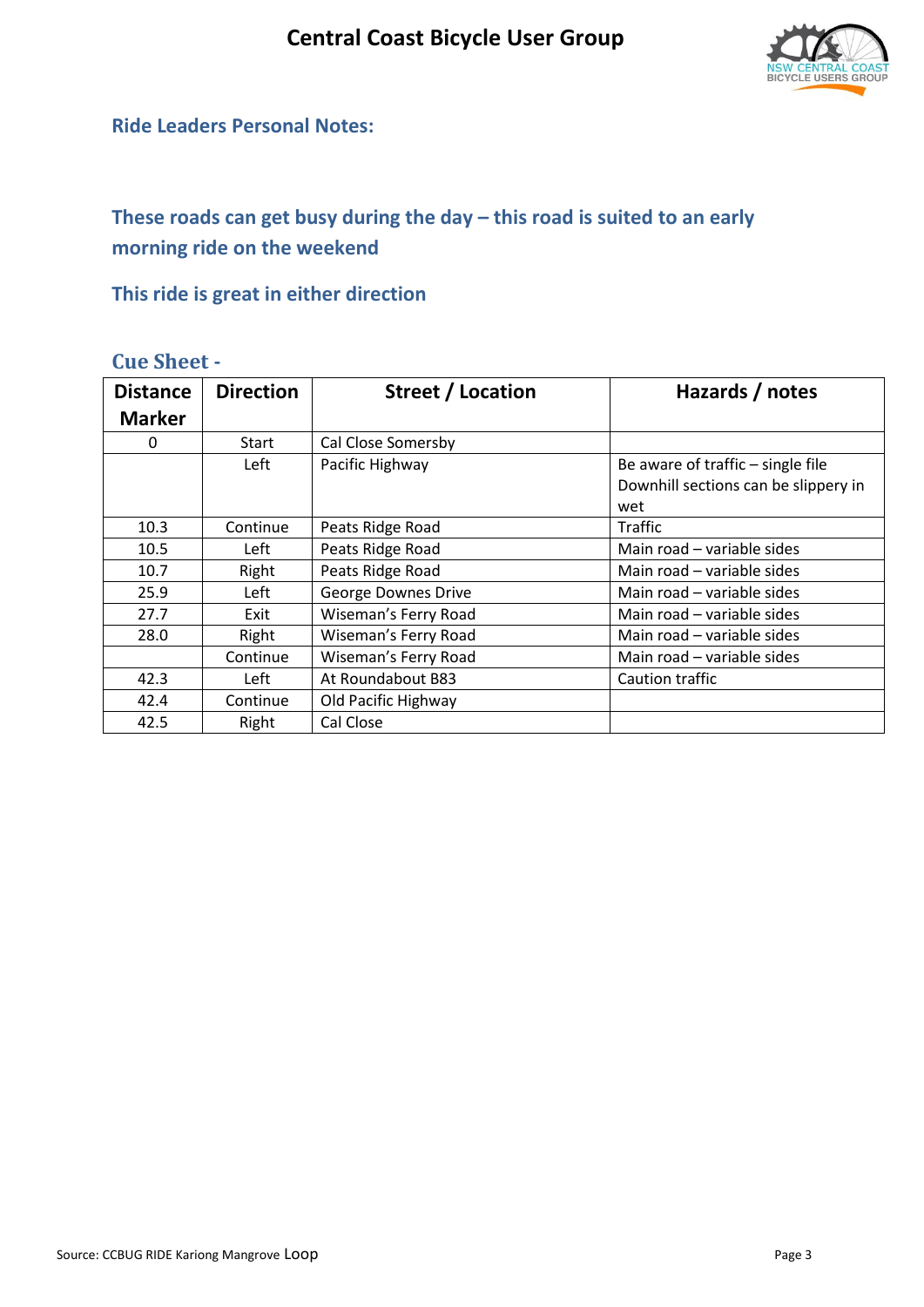## Ride Leaders Personal Notes:

These roads can get busy during the day – this road is suited to an early morning ride on the weekend

This ride is great in either direction

### Cue Sheet -

| Distance Marker | Direction | Street / Location | Hazards / notes |
|---|---|---|---|
| 0 | Start | Cal Close Somersby | |
| | Left | Pacific Highway | Be aware of traffic – single file Downhill sections can be slippery in wet |
| 10.3 | Continue | Peats Ridge Road | Traffic |
| 10.5 | Left | Peats Ridge Road | Main road – variable sides |
| 10.7 | Right | Peats Ridge Road | Main road – variable sides |
| 25.9 | Left | George Downes Drive | Main road – variable sides |
| 27.7 | Exit | Wiseman's Ferry Road | Main road – variable sides |
| 28.0 | Right | Wiseman's Ferry Road | Main road – variable sides |
| | Continue | Wiseman's Ferry Road | Main road – variable sides |
| 42.3 | Left | At Roundabout B83 | Caution traffic |
| 42.4 | Continue | Old Pacific Highway | |
| 42.5 | Right | Cal Close | |